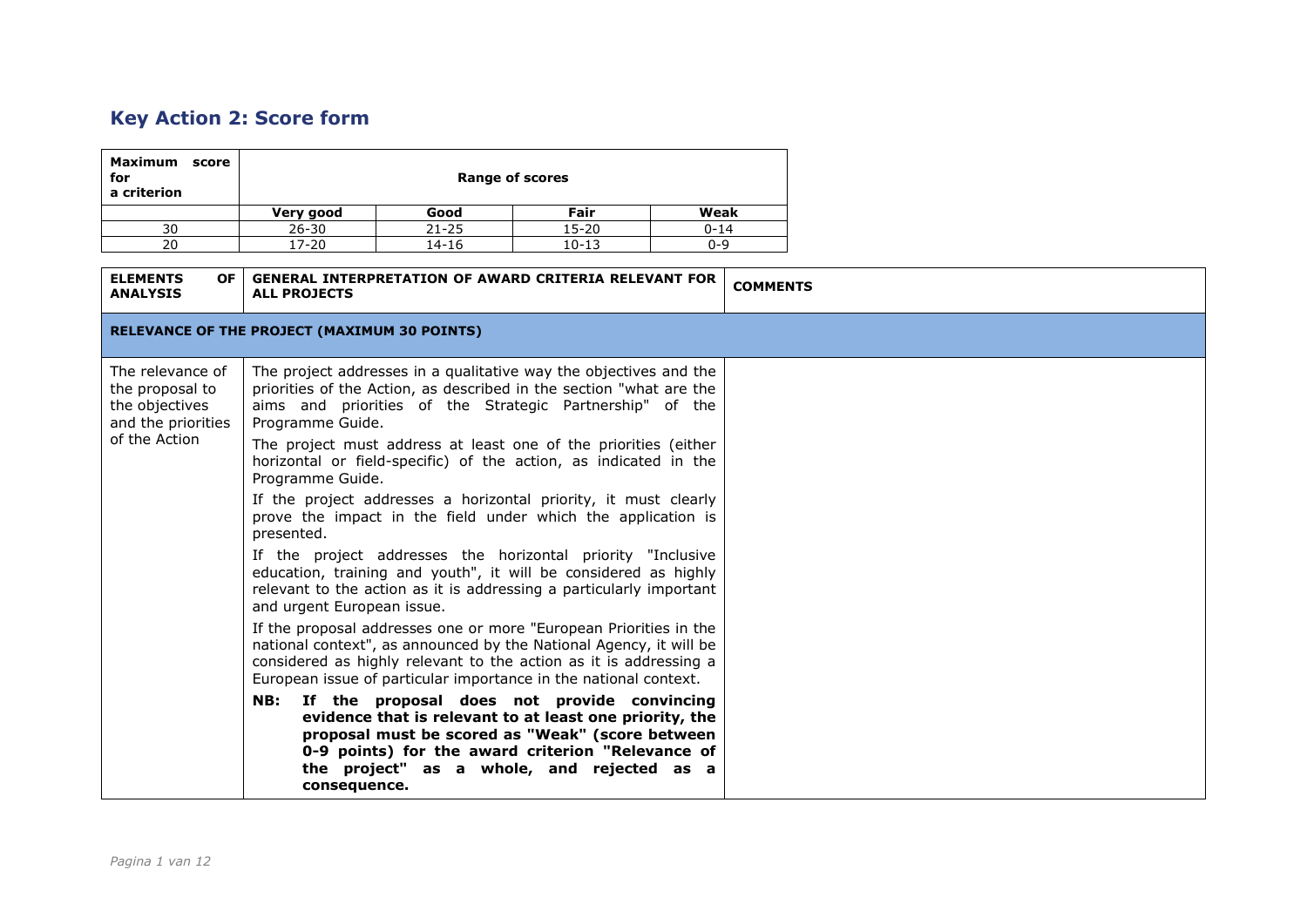## Key Action 2: Score form

| Maximum score for a criterion | Range of scores | | | |
|---|---|---|---|---|
| | **Very good** | **Good** | **Fair** | **Weak** |
| 30 | 26-30 | 21-25 | 15-20 | 0-14 |
| 20 | 17-20 | 14-16 | 10-13 | 0-9 |

| ELEMENTS OF ANALYSIS | GENERAL INTERPRETATION OF AWARD CRITERIA RELEVANT FOR ALL PROJECTS | COMMENTS |
|---|---|---|
| **RELEVANCE OF THE PROJECT (MAXIMUM 30 POINTS)** | | |
| The relevance of the proposal to the objectives and the priorities of the Action | The project addresses in a qualitative way the objectives and the priorities of the Action, as described in the section "what are the aims and priorities of the Strategic Partnership" of the Programme Guide.<br><br>The project must address at least one of the priorities (either horizontal or field-specific) of the action, as indicated in the Programme Guide.<br><br>If the project addresses a horizontal priority, it must clearly prove the impact in the field under which the application is presented.<br><br>If the project addresses the horizontal priority "Inclusive education, training and youth", it will be considered as highly relevant to the action as it is addressing a particularly important and urgent European issue.<br><br>If the proposal addresses one or more "European Priorities in the national context", as announced by the National Agency, it will be considered as highly relevant to the action as it is addressing a European issue of particular importance in the national context.<br><br>**NB: If the proposal does not provide convincing evidence that is relevant to at least one priority, the proposal must be scored as "Weak" (score between 0-9 points) for the award criterion "Relevance of the project" as a whole, and rejected as a consequence.** | |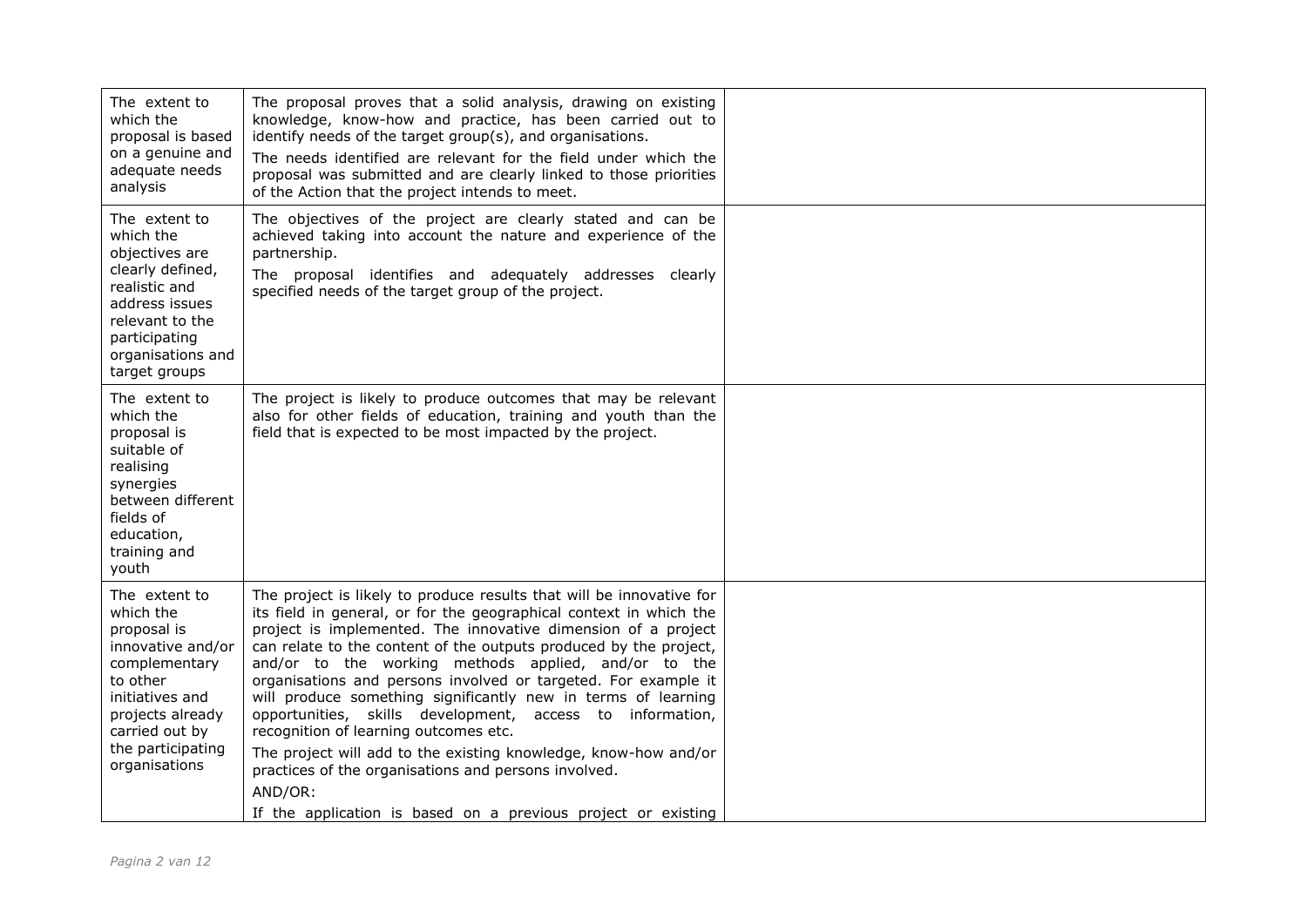| | | |
|---|---|---|
| The extent to which the proposal is based on a genuine and adequate needs analysis | The proposal proves that a solid analysis, drawing on existing knowledge, know-how and practice, has been carried out to identify needs of the target group(s), and organisations.<br>The needs identified are relevant for the field under which the proposal was submitted and are clearly linked to those priorities of the Action that the project intends to meet. | |
| The extent to which the objectives are clearly defined, realistic and address issues relevant to the participating organisations and target groups | The objectives of the project are clearly stated and can be achieved taking into account the nature and experience of the partnership.<br>The proposal identifies and adequately addresses clearly specified needs of the target group of the project. | |
| The extent to which the proposal is suitable of realising synergies between different fields of education, training and youth | The project is likely to produce outcomes that may be relevant also for other fields of education, training and youth than the field that is expected to be most impacted by the project. | |
| The extent to which the proposal is innovative and/or complementary to other initiatives and projects already carried out by the participating organisations | The project is likely to produce results that will be innovative for its field in general, or for the geographical context in which the project is implemented. The innovative dimension of a project can relate to the content of the outputs produced by the project, and/or to the working methods applied, and/or to the organisations and persons involved or targeted. For example it will produce something significantly new in terms of learning opportunities, skills development, access to information, recognition of learning outcomes etc.<br>The project will add to the existing knowledge, know-how and/or practices of the organisations and persons involved.<br>AND/OR:<br>If the application is based on a previous project or existing | |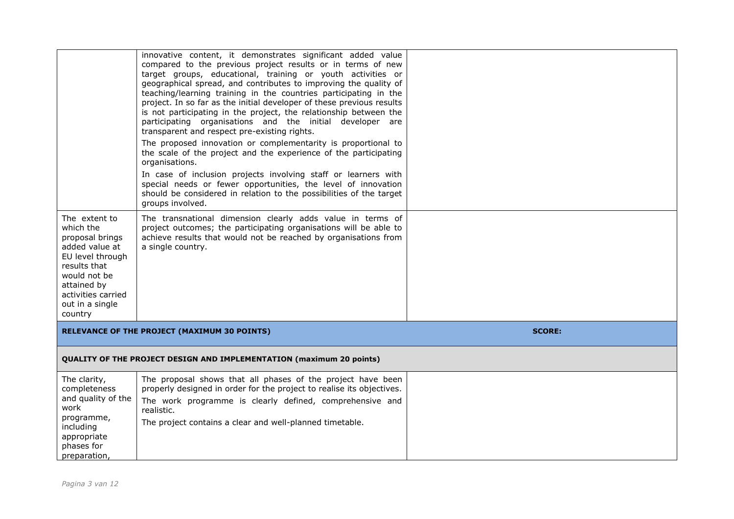|  |  |  |
|---|---|---|
|  | innovative content, it demonstrates significant added value compared to the previous project results or in terms of new target groups, educational, training or youth activities or geographical spread, and contributes to improving the quality of teaching/learning training in the countries participating in the project. In so far as the initial developer of these previous results is not participating in the project, the relationship between the participating organisations and the initial developer are transparent and respect pre-existing rights.<br><br>The proposed innovation or complementarity is proportional to the scale of the project and the experience of the participating organisations.<br><br>In case of inclusion projects involving staff or learners with special needs or fewer opportunities, the level of innovation should be considered in relation to the possibilities of the target groups involved. |  |
| The extent to which the proposal brings added value at EU level through results that would not be attained by activities carried out in a single country | The transnational dimension clearly adds value in terms of project outcomes; the participating organisations will be able to achieve results that would not be reached by organisations from a single country. |  |
| **RELEVANCE OF THE PROJECT (MAXIMUM 30 POINTS)** |  | **SCORE:** |
| **QUALITY OF THE PROJECT DESIGN AND IMPLEMENTATION (maximum 20 points)** |  |  |
| The clarity, completeness and quality of the work programme, including appropriate phases for preparation, | The proposal shows that all phases of the project have been properly designed in order for the project to realise its objectives.<br><br>The work programme is clearly defined, comprehensive and realistic.<br><br>The project contains a clear and well-planned timetable. |  |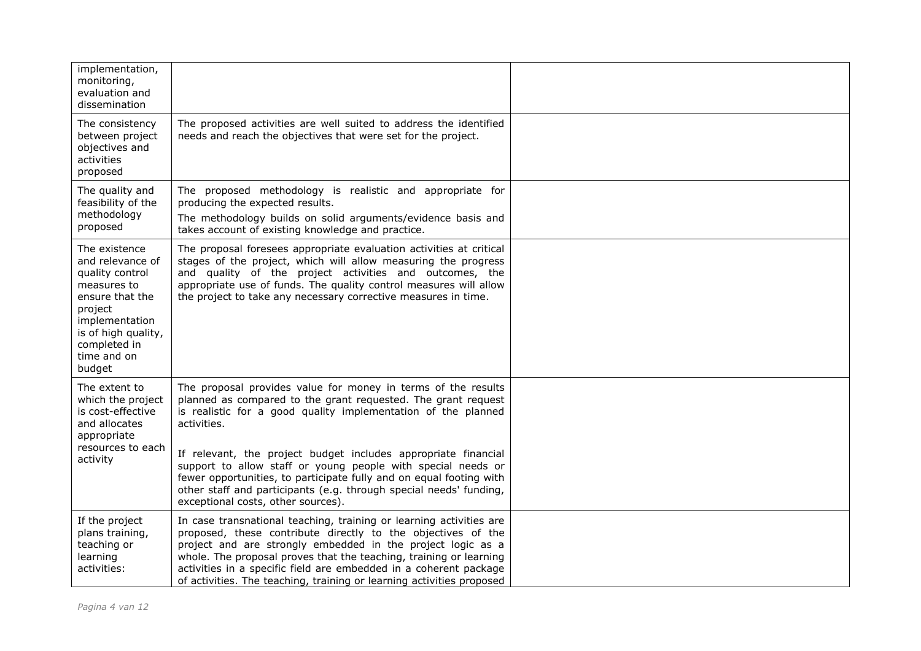| | | |
|---|---|---|
| implementation, monitoring, evaluation and dissemination | | |
| The consistency between project objectives and activities proposed | The proposed activities are well suited to address the identified needs and reach the objectives that were set for the project. | |
| The quality and feasibility of the methodology proposed | The proposed methodology is realistic and appropriate for producing the expected results.<br>The methodology builds on solid arguments/evidence basis and takes account of existing knowledge and practice. | |
| The existence and relevance of quality control measures to ensure that the project implementation is of high quality, completed in time and on budget | The proposal foresees appropriate evaluation activities at critical stages of the project, which will allow measuring the progress and quality of the project activities and outcomes, the appropriate use of funds. The quality control measures will allow the project to take any necessary corrective measures in time. | |
| The extent to which the project is cost-effective and allocates appropriate resources to each activity | The proposal provides value for money in terms of the results planned as compared to the grant requested. The grant request is realistic for a good quality implementation of the planned activities.<br><br>If relevant, the project budget includes appropriate financial support to allow staff or young people with special needs or fewer opportunities, to participate fully and on equal footing with other staff and participants (e.g. through special needs' funding, exceptional costs, other sources). | |
| If the project plans training, teaching or learning activities: | In case transnational teaching, training or learning activities are proposed, these contribute directly to the objectives of the project and are strongly embedded in the project logic as a whole. The proposal proves that the teaching, training or learning activities in a specific field are embedded in a coherent package of activities. The teaching, training or learning activities proposed | |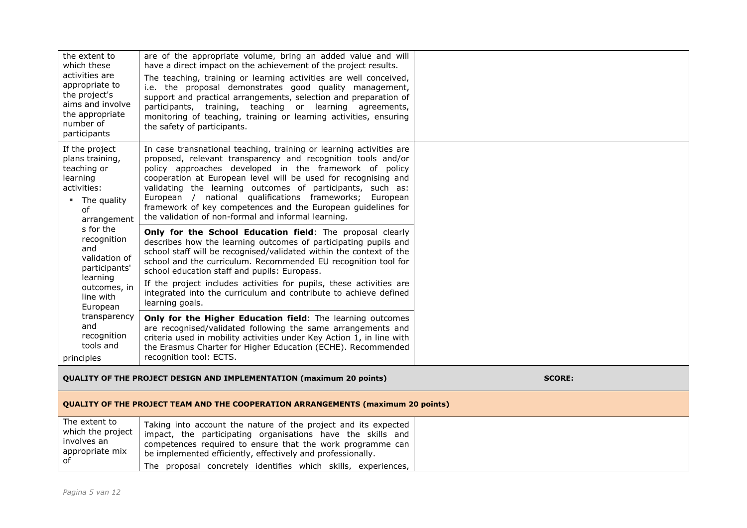| | | |
|---|---|---|
| the extent to which these activities are appropriate to the project's aims and involve the appropriate number of participants | are of the appropriate volume, bring an added value and will have a direct impact on the achievement of the project results.<br><br>The teaching, training or learning activities are well conceived, i.e. the proposal demonstrates good quality management, support and practical arrangements, selection and preparation of participants, training, teaching or learning agreements, monitoring of teaching, training or learning activities, ensuring the safety of participants. | |
| If the project plans training, teaching or learning activities:<br><br>- The quality of arrangements for the recognition and validation of participants' learning outcomes, in line with European transparency and recognition tools and principles | In case transnational teaching, training or learning activities are proposed, relevant transparency and recognition tools and/or policy approaches developed in the framework of policy cooperation at European level will be used for recognising and validating the learning outcomes of participants, such as: European / national qualifications frameworks; European framework of key competences and the European guidelines for the validation of non-formal and informal learning. | |
| | **Only for the School Education field**: The proposal clearly describes how the learning outcomes of participating pupils and school staff will be recognised/validated within the context of the school and the curriculum. Recommended EU recognition tool for school education staff and pupils: Europass.<br><br>If the project includes activities for pupils, these activities are integrated into the curriculum and contribute to achieve defined learning goals. | |
| | **Only for the Higher Education field**: The learning outcomes are recognised/validated following the same arrangements and criteria used in mobility activities under Key Action 1, in line with the Erasmus Charter for Higher Education (ECHE). Recommended recognition tool: ECTS. | |
| **QUALITY OF THE PROJECT DESIGN AND IMPLEMENTATION (maximum 20 points)** | | **SCORE:** |
| **QUALITY OF THE PROJECT TEAM AND THE COOPERATION ARRANGEMENTS (maximum 20 points)** | | |
| The extent to which the project involves an appropriate mix of | Taking into account the nature of the project and its expected impact, the participating organisations have the skills and competences required to ensure that the work programme can be implemented efficiently, effectively and professionally.<br><br>The proposal concretely identifies which skills, experiences, | |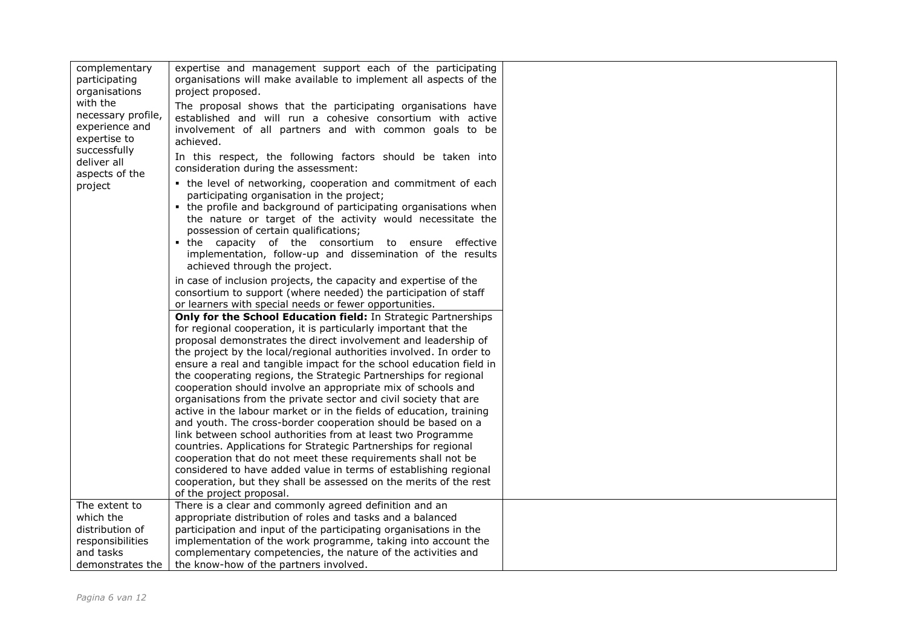| | | |
|---|---|---|
| complementary participating organisations with the necessary profile, experience and expertise to successfully deliver all aspects of the project | expertise and management support each of the participating organisations will make available to implement all aspects of the project proposed.<br><br>The proposal shows that the participating organisations have established and will run a cohesive consortium with active involvement of all partners and with common goals to be achieved.<br><br>In this respect, the following factors should be taken into consideration during the assessment:<br><br>▪ the level of networking, cooperation and commitment of each participating organisation in the project;<br>▪ the profile and background of participating organisations when the nature or target of the activity would necessitate the possession of certain qualifications;<br>▪ the capacity of the consortium to ensure effective implementation, follow-up and dissemination of the results achieved through the project.<br><br>in case of inclusion projects, the capacity and expertise of the consortium to support (where needed) the participation of staff or learners with special needs or fewer opportunities. | |
| | **Only for the School Education field:** In Strategic Partnerships for regional cooperation, it is particularly important that the proposal demonstrates the direct involvement and leadership of the project by the local/regional authorities involved. In order to ensure a real and tangible impact for the school education field in the cooperating regions, the Strategic Partnerships for regional cooperation should involve an appropriate mix of schools and organisations from the private sector and civil society that are active in the labour market or in the fields of education, training and youth. The cross-border cooperation should be based on a link between school authorities from at least two Programme countries. Applications for Strategic Partnerships for regional cooperation that do not meet these requirements shall not be considered to have added value in terms of establishing regional cooperation, but they shall be assessed on the merits of the rest of the project proposal. | |
| The extent to which the distribution of responsibilities and tasks demonstrates the | There is a clear and commonly agreed definition and an appropriate distribution of roles and tasks and a balanced participation and input of the participating organisations in the implementation of the work programme, taking into account the complementary competencies, the nature of the activities and the know-how of the partners involved. | |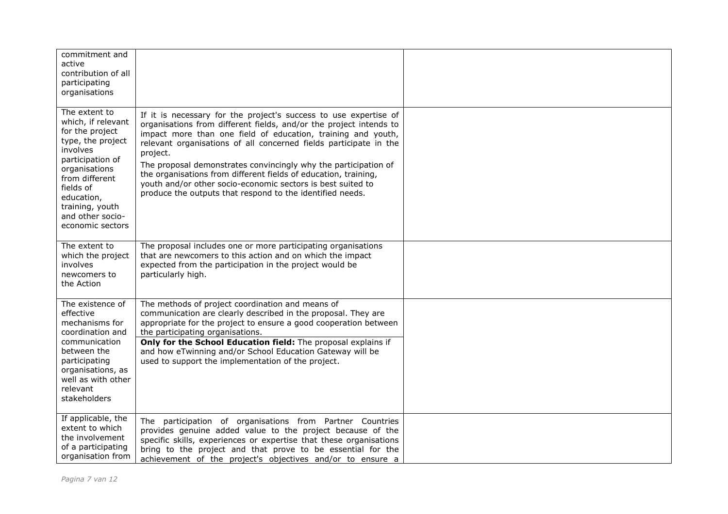| | | |
|---|---|---|
| commitment and active contribution of all participating organisations | | |
| The extent to which, if relevant for the project type, the project involves participation of organisations from different fields of education, training, youth and other socio-economic sectors | If it is necessary for the project's success to use expertise of organisations from different fields, and/or the project intends to impact more than one field of education, training and youth, relevant organisations of all concerned fields participate in the project.<br>The proposal demonstrates convincingly why the participation of the organisations from different fields of education, training, youth and/or other socio-economic sectors is best suited to produce the outputs that respond to the identified needs. | |
| The extent to which the project involves newcomers to the Action | The proposal includes one or more participating organisations that are newcomers to this action and on which the impact expected from the participation in the project would be particularly high. | |
| The existence of effective mechanisms for coordination and communication between the participating organisations, as well as with other relevant stakeholders | The methods of project coordination and means of communication are clearly described in the proposal. They are appropriate for the project to ensure a good cooperation between the participating organisations.<br>**Only for the School Education field:** The proposal explains if and how eTwinning and/or School Education Gateway will be used to support the implementation of the project. | |
| If applicable, the extent to which the involvement of a participating organisation from | The participation of organisations from Partner Countries provides genuine added value to the project because of the specific skills, experiences or expertise that these organisations bring to the project and that prove to be essential for the achievement of the project's objectives and/or to ensure a | |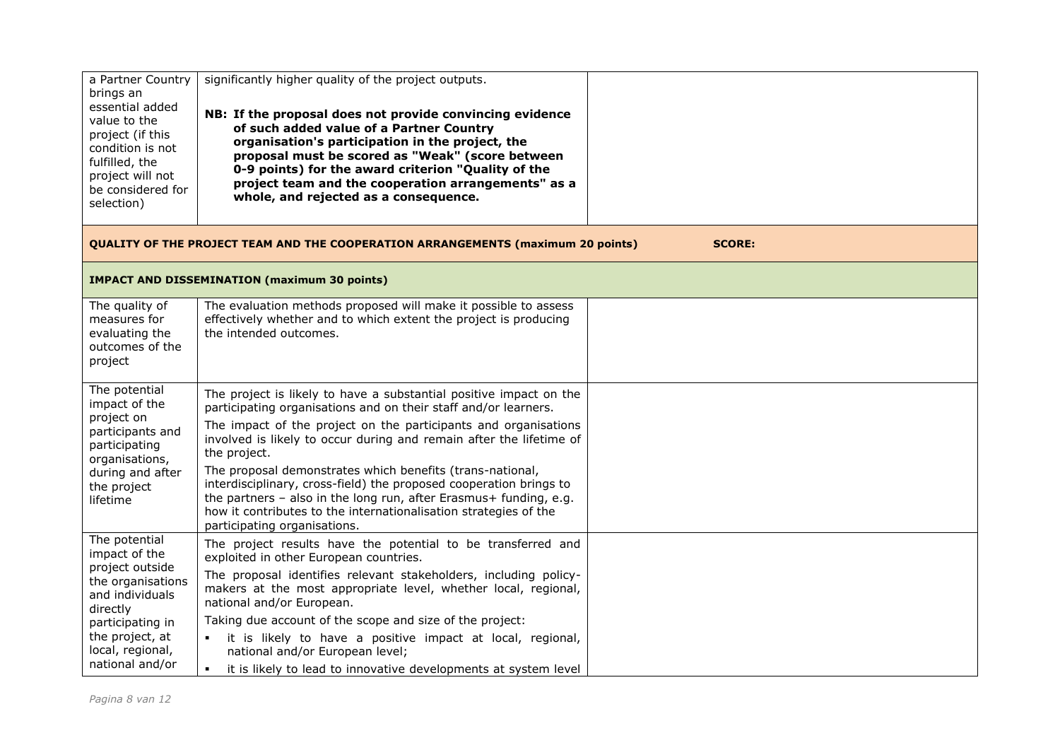| | | |
|---|---|---|
| a Partner Country brings an essential added value to the project (if this condition is not fulfilled, the project will not be considered for selection) | significantly higher quality of the project outputs.<br><br>**NB: If the proposal does not provide convincing evidence of such added value of a Partner Country organisation's participation in the project, the proposal must be scored as "Weak" (score between 0-9 points) for the award criterion "Quality of the project team and the cooperation arrangements" as a whole, and rejected as a consequence.** | |
| **QUALITY OF THE PROJECT TEAM AND THE COOPERATION ARRANGEMENTS (maximum 20 points)** | | **SCORE:** |
| **IMPACT AND DISSEMINATION (maximum 30 points)** | | |
| The quality of measures for evaluating the outcomes of the project | The evaluation methods proposed will make it possible to assess effectively whether and to which extent the project is producing the intended outcomes. | |
| The potential impact of the project on participants and participating organisations, during and after the project lifetime | The project is likely to have a substantial positive impact on the participating organisations and on their staff and/or learners.<br>The impact of the project on the participants and organisations involved is likely to occur during and remain after the lifetime of the project.<br>The proposal demonstrates which benefits (trans-national, interdisciplinary, cross-field) the proposed cooperation brings to the partners – also in the long run, after Erasmus+ funding, e.g. how it contributes to the internationalisation strategies of the participating organisations. | |
| The potential impact of the project outside the organisations and individuals directly participating in the project, at local, regional, national and/or | The project results have the potential to be transferred and exploited in other European countries.<br>The proposal identifies relevant stakeholders, including policy-makers at the most appropriate level, whether local, regional, national and/or European.<br>Taking due account of the scope and size of the project:<br>▪ it is likely to have a positive impact at local, regional, national and/or European level;<br>▪ it is likely to lead to innovative developments at system level | |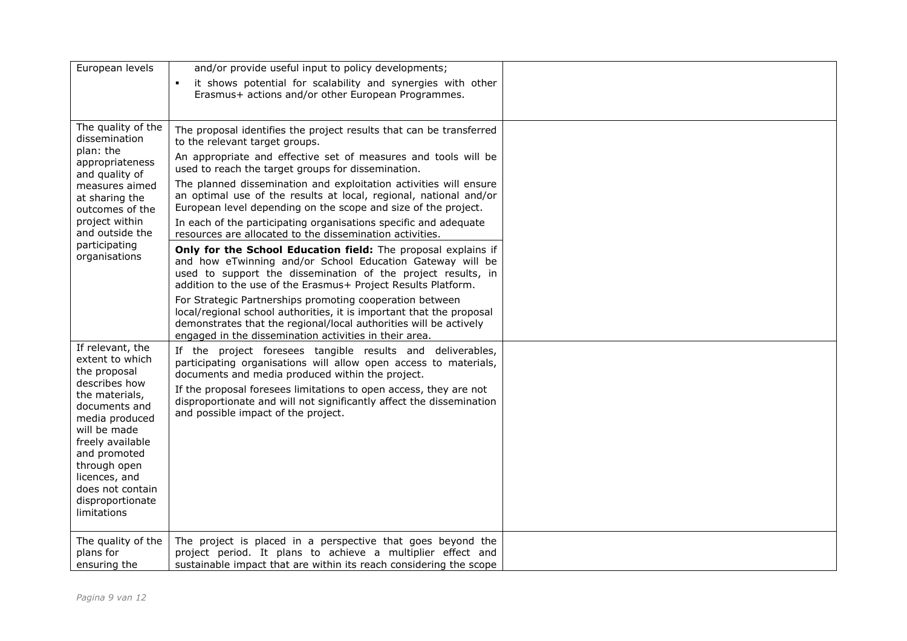| | | |
|---|---|---|
| European levels | and/or provide useful input to policy developments;<br>▪ it shows potential for scalability and synergies with other Erasmus+ actions and/or other European Programmes. | |
| The quality of the dissemination plan: the appropriateness and quality of measures aimed at sharing the outcomes of the project within and outside the participating organisations | The proposal identifies the project results that can be transferred to the relevant target groups.<br>An appropriate and effective set of measures and tools will be used to reach the target groups for dissemination.<br>The planned dissemination and exploitation activities will ensure an optimal use of the results at local, regional, national and/or European level depending on the scope and size of the project.<br>In each of the participating organisations specific and adequate resources are allocated to the dissemination activities.<br>**Only for the School Education field:** The proposal explains if and how eTwinning and/or School Education Gateway will be used to support the dissemination of the project results, in addition to the use of the Erasmus+ Project Results Platform.<br>For Strategic Partnerships promoting cooperation between local/regional school authorities, it is important that the proposal demonstrates that the regional/local authorities will be actively engaged in the dissemination activities in their area. | |
| If relevant, the extent to which the proposal describes how the materials, documents and media produced will be made freely available and promoted through open licences, and does not contain disproportionate limitations | If the project foresees tangible results and deliverables, participating organisations will allow open access to materials, documents and media produced within the project.<br>If the proposal foresees limitations to open access, they are not disproportionate and will not significantly affect the dissemination and possible impact of the project. | |
| The quality of the plans for ensuring the | The project is placed in a perspective that goes beyond the project period. It plans to achieve a multiplier effect and sustainable impact that are within its reach considering the scope | |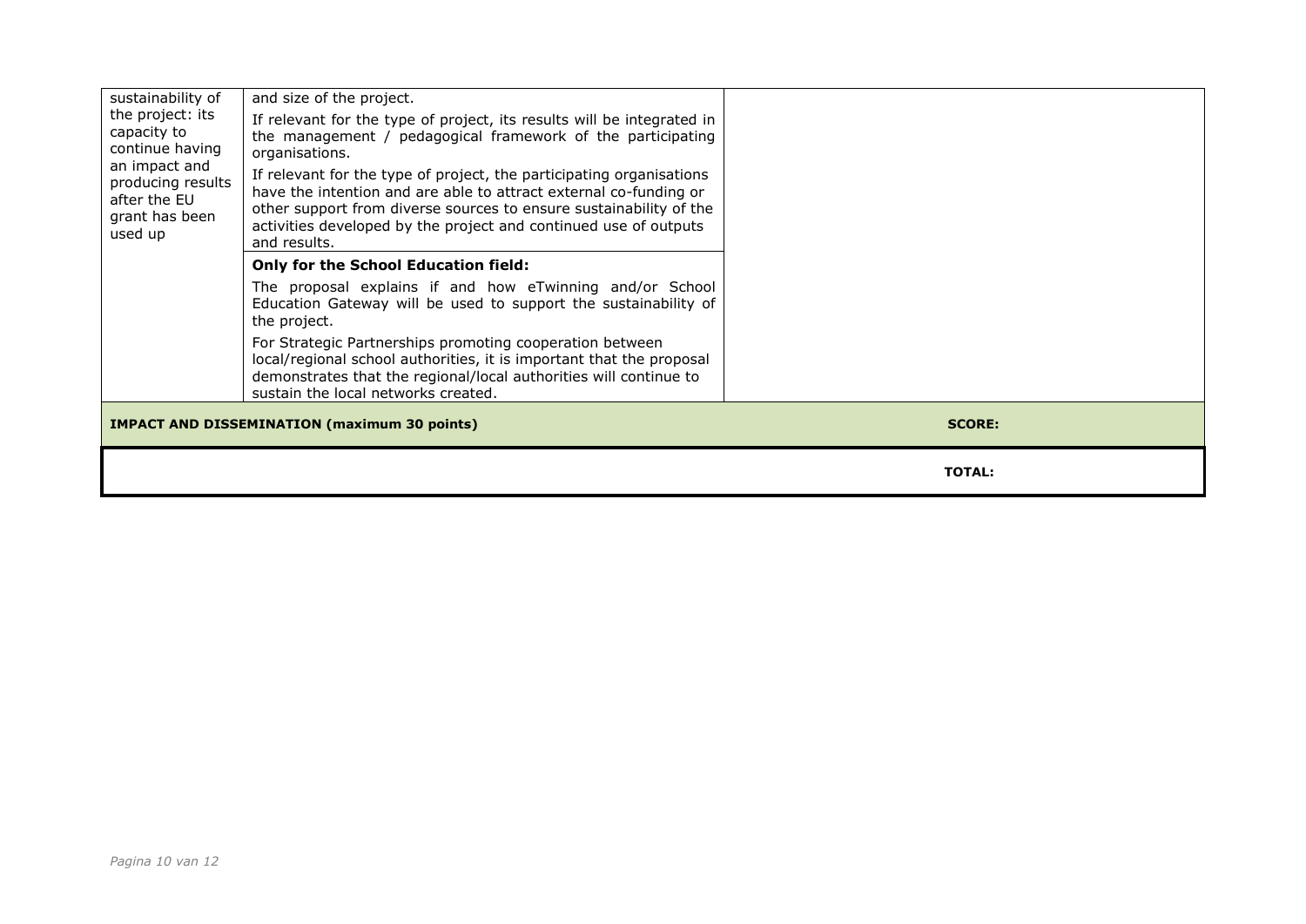| | | |
|---|---|---|
| sustainability of the project: its capacity to continue having an impact and producing results after the EU grant has been used up | and size of the project.<br><br>If relevant for the type of project, its results will be integrated in the management / pedagogical framework of the participating organisations.<br><br>If relevant for the type of project, the participating organisations have the intention and are able to attract external co-funding or other support from diverse sources to ensure sustainability of the activities developed by the project and continued use of outputs and results. | |
| | **Only for the School Education field:**<br><br>The proposal explains if and how eTwinning and/or School Education Gateway will be used to support the sustainability of the project.<br><br>For Strategic Partnerships promoting cooperation between local/regional school authorities, it is important that the proposal demonstrates that the regional/local authorities will continue to sustain the local networks created. | |
| **IMPACT AND DISSEMINATION (maximum 30 points)** | | **SCORE:** |
| | | **TOTAL:** |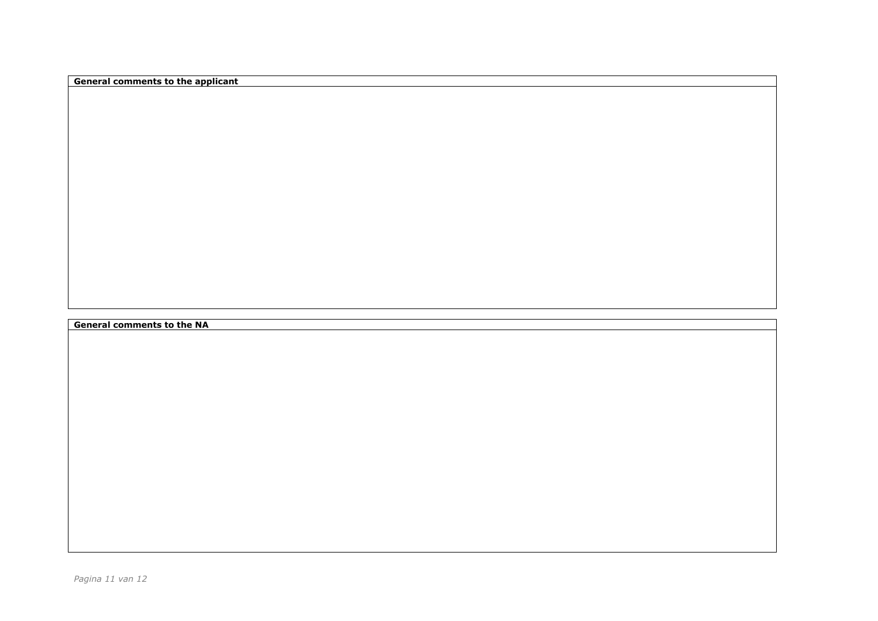| General comments to the applicant |
| --- |
| |

| General comments to the NA |
| --- |
| |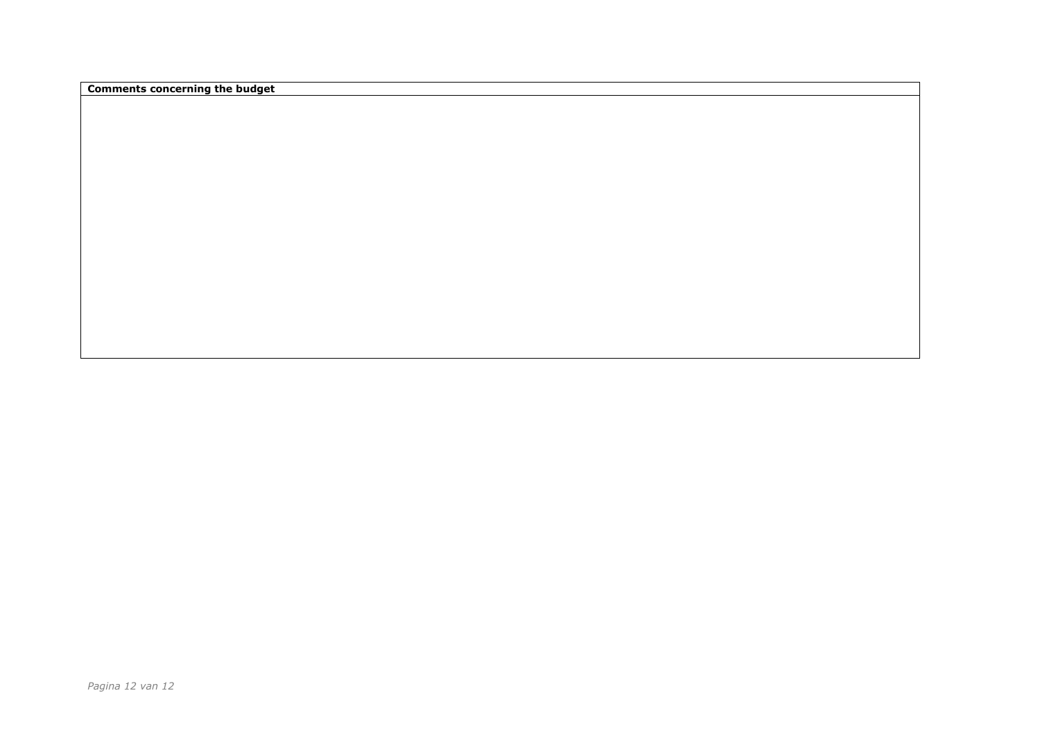| **Comments concerning the budget** |
| --- |
| |